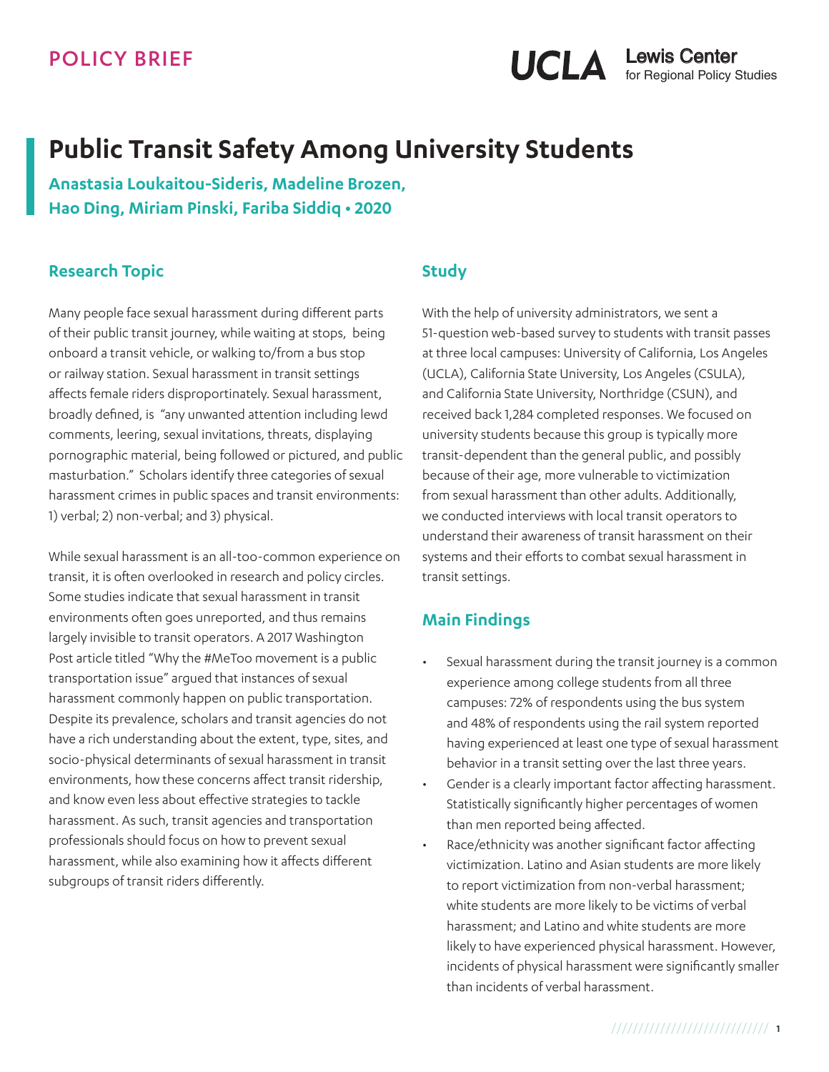POLICY BRIEF

UCLA Lewis Center for Regional Policy Studies

# Public Transit Safety Among University Students

**Anastasia Loukaitou-Sideris, Madeline Brozen, Hao Ding, Miriam Pinski, Fariba Siddiq • 2020**

## Research Topic

Many people face sexual harassment during different parts of their public transit journey, while waiting at stops, being onboard a transit vehicle, or walking to/from a bus stop or railway station. Sexual harassment in transit settings affects female riders disproportinately. Sexual harassment, broadly defined, is "any unwanted attention including lewd comments, leering, sexual invitations, threats, displaying pornographic material, being followed or pictured, and public masturbation." Scholars identify three categories of sexual harassment crimes in public spaces and transit environments: 1) verbal; 2) non-verbal; and 3) physical.

While sexual harassment is an all-too-common experience on transit, it is often overlooked in research and policy circles. Some studies indicate that sexual harassment in transit environments often goes unreported, and thus remains largely invisible to transit operators. A 2017 Washington Post article titled "Why the #MeToo movement is a public transportation issue" argued that instances of sexual harassment commonly happen on public transportation. Despite its prevalence, scholars and transit agencies do not have a rich understanding about the extent, type, sites, and socio-physical determinants of sexual harassment in transit environments, how these concerns affect transit ridership, and know even less about effective strategies to tackle harassment. As such, transit agencies and transportation professionals should focus on how to prevent sexual harassment, while also examining how it affects different subgroups of transit riders differently.

## Study

With the help of university administrators, we sent a 51-question web-based survey to students with transit passes at three local campuses: University of California, Los Angeles (UCLA), California State University, Los Angeles (CSULA), and California State University, Northridge (CSUN), and received back 1,284 completed responses. We focused on university students because this group is typically more transit-dependent than the general public, and possibly because of their age, more vulnerable to victimization from sexual harassment than other adults. Additionally, we conducted interviews with local transit operators to understand their awareness of transit harassment on their systems and their efforts to combat sexual harassment in transit settings.

## Main Findings

- Sexual harassment during the transit journey is a common experience among college students from all three campuses: 72% of respondents using the bus system and 48% of respondents using the rail system reported having experienced at least one type of sexual harassment behavior in a transit setting over the last three years.
- Gender is a clearly important factor affecting harassment. Statistically significantly higher percentages of women than men reported being affected.
- Race/ethnicity was another significant factor affecting victimization. Latino and Asian students are more likely to report victimization from non-verbal harassment; white students are more likely to be victims of verbal harassment; and Latino and white students are more likely to have experienced physical harassment. However, incidents of physical harassment were significantly smaller than incidents of verbal harassment.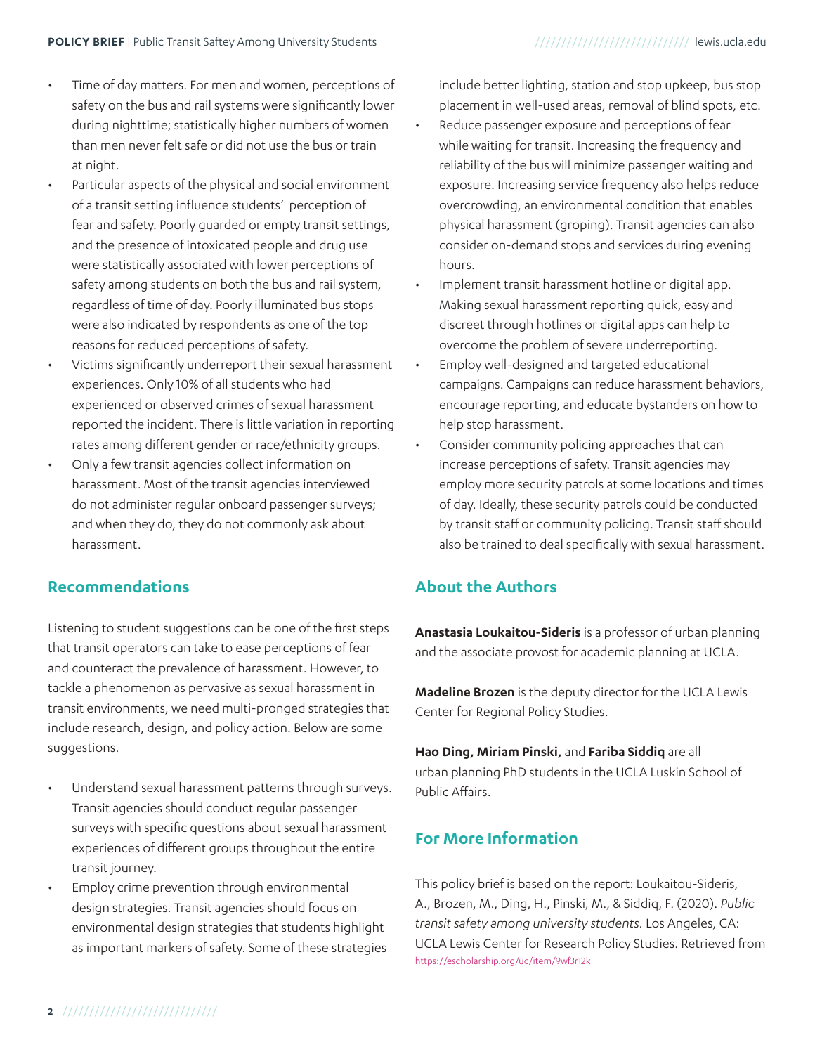- Time of day matters. For men and women, perceptions of safety on the bus and rail systems were significantly lower during nighttime; statistically higher numbers of women than men never felt safe or did not use the bus or train at night.
- Particular aspects of the physical and social environment of a transit setting influence students' perception of fear and safety. Poorly guarded or empty transit settings, and the presence of intoxicated people and drug use were statistically associated with lower perceptions of safety among students on both the bus and rail system, regardless of time of day. Poorly illuminated bus stops were also indicated by respondents as one of the top reasons for reduced perceptions of safety.
- Victims significantly underreport their sexual harassment experiences. Only 10% of all students who had experienced or observed crimes of sexual harassment reported the incident. There is little variation in reporting rates among different gender or race/ethnicity groups.
- Only a few transit agencies collect information on harassment. Most of the transit agencies interviewed do not administer regular onboard passenger surveys; and when they do, they do not commonly ask about harassment.

## Recommendations

Listening to student suggestions can be one of the first steps that transit operators can take to ease perceptions of fear and counteract the prevalence of harassment. However, to tackle a phenomenon as pervasive as sexual harassment in transit environments, we need multi-pronged strategies that include research, design, and policy action. Below are some suggestions.

- Understand sexual harassment patterns through surveys. Transit agencies should conduct regular passenger surveys with specific questions about sexual harassment experiences of different groups throughout the entire transit journey.
- Employ crime prevention through environmental design strategies. Transit agencies should focus on environmental design strategies that students highlight as important markers of safety. Some of these strategies include better lighting, station and stop upkeep, bus stop placement in well-used areas, removal of blind spots, etc.
- Reduce passenger exposure and perceptions of fear while waiting for transit. Increasing the frequency and reliability of the bus will minimize passenger waiting and exposure. Increasing service frequency also helps reduce overcrowding, an environmental condition that enables physical harassment (groping). Transit agencies can also consider on-demand stops and services during evening hours.
- Implement transit harassment hotline or digital app. Making sexual harassment reporting quick, easy and discreet through hotlines or digital apps can help to overcome the problem of severe underreporting.
- Employ well-designed and targeted educational campaigns. Campaigns can reduce harassment behaviors, encourage reporting, and educate bystanders on how to help stop harassment.
- Consider community policing approaches that can increase perceptions of safety. Transit agencies may employ more security patrols at some locations and times of day. Ideally, these security patrols could be conducted by transit staff or community policing. Transit staff should also be trained to deal specifically with sexual harassment.

## About the Authors

**Anastasia Loukaitou-Sideris** is a professor of urban planning and the associate provost for academic planning at UCLA.

**Madeline Brozen** is the deputy director for the UCLA Lewis Center for Regional Policy Studies.

**Hao Ding, Miriam Pinski,** and **Fariba Siddiq** are all urban planning PhD students in the UCLA Luskin School of Public Affairs.

## For More Information

This policy brief is based on the report: Loukaitou-Sideris, A., Brozen, M., Ding, H., Pinski, M., & Siddiq, F. (2020). *Public transit safety among university students*. Los Angeles, CA: UCLA Lewis Center for Research Policy Studies. Retrieved from https://escholarship.org/uc/item/9wf3r12k